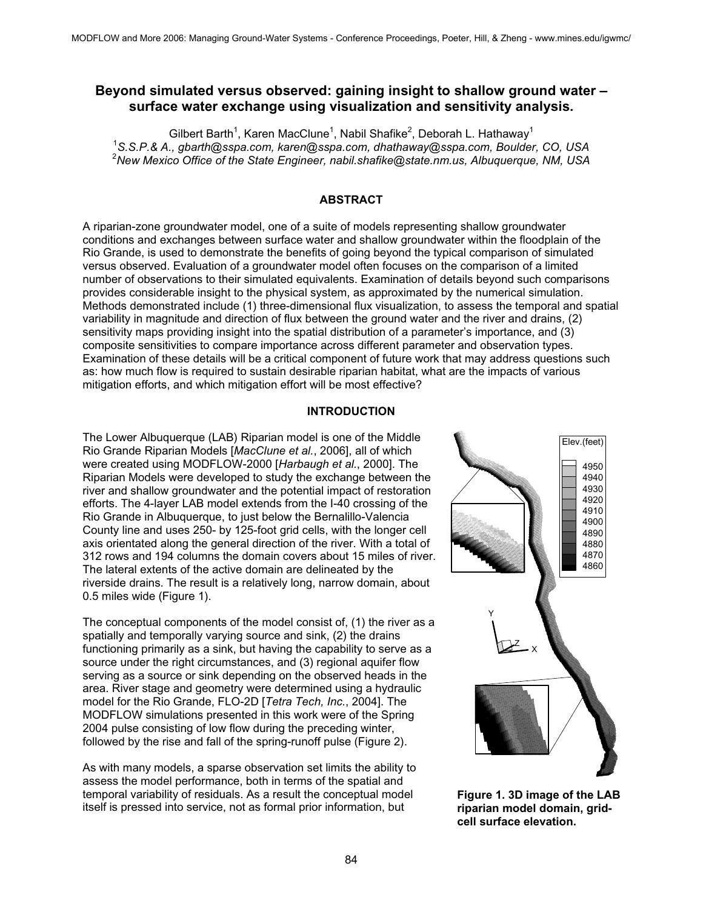# Beyond simulated versus observed: gaining insight to shallow ground water – surface water exchange using visualization and sensitivity analysis.

Gilbert Barth[1], Karen MacClune[1], Nabil Shafike[2], Deborah L. Hathaway[1]

[1]*S.S.P.& A., gbarth@sspa.com, karen@sspa.com, dhathaway@sspa.com, Boulder, CO, USA*

[2]*New Mexico Office of the State Engineer, nabil.shafike@state.nm.us, Albuquerque, NM, USA*

## ABSTRACT

A riparian-zone groundwater model, one of a suite of models representing shallow groundwater conditions and exchanges between surface water and shallow groundwater within the floodplain of the Rio Grande, is used to demonstrate the benefits of going beyond the typical comparison of simulated versus observed. Evaluation of a groundwater model often focuses on the comparison of a limited number of observations to their simulated equivalents. Examination of details beyond such comparisons provides considerable insight to the physical system, as approximated by the numerical simulation. Methods demonstrated include (1) three-dimensional flux visualization, to assess the temporal and spatial variability in magnitude and direction of flux between the ground water and the river and drains, (2) sensitivity maps providing insight into the spatial distribution of a parameter's importance, and (3) composite sensitivities to compare importance across different parameter and observation types. Examination of these details will be a critical component of future work that may address questions such as: how much flow is required to sustain desirable riparian habitat, what are the impacts of various mitigation efforts, and which mitigation effort will be most effective?

## INTRODUCTION

The Lower Albuquerque (LAB) Riparian model is one of the Middle Rio Grande Riparian Models [*MacClune et al.*, 2006], all of which were created using MODFLOW-2000 [*Harbaugh et al.*, 2000]. The Riparian Models were developed to study the exchange between the river and shallow groundwater and the potential impact of restoration efforts. The 4-layer LAB model extends from the I-40 crossing of the Rio Grande in Albuquerque, to just below the Bernalillo-Valencia County line and uses 250- by 125-foot grid cells, with the longer cell axis orientated along the general direction of the river. With a total of 312 rows and 194 columns the domain covers about 15 miles of river. The lateral extents of the active domain are delineated by the riverside drains. The result is a relatively long, narrow domain, about 0.5 miles wide (Figure 1).

**Figure 1. 3D image of the LAB riparian model domain, grid-cell surface elevation.**

The conceptual components of the model consist of, (1) the river as a spatially and temporally varying source and sink, (2) the drains functioning primarily as a sink, but having the capability to serve as a source under the right circumstances, and (3) regional aquifer flow serving as a source or sink depending on the observed heads in the area. River stage and geometry were determined using a hydraulic model for the Rio Grande, FLO-2D [*Tetra Tech, Inc.*, 2004]. The MODFLOW simulations presented in this work were of the Spring 2004 pulse consisting of low flow during the preceding winter, followed by the rise and fall of the spring-runoff pulse (Figure 2).

As with many models, a sparse observation set limits the ability to assess the model performance, both in terms of the spatial and temporal variability of residuals. As a result the conceptual model itself is pressed into service, not as formal prior information, but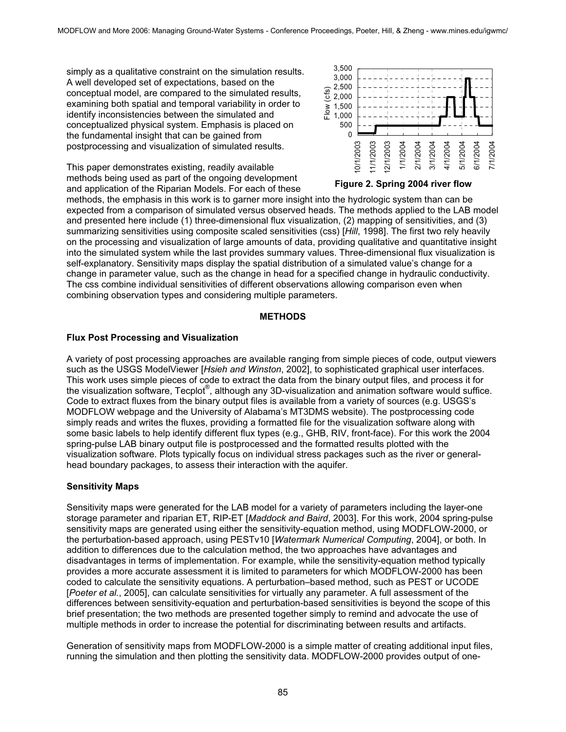simply as a qualitative constraint on the simulation results. A well developed set of expectations, based on the conceptual model, are compared to the simulated results, examining both spatial and temporal variability in order to identify inconsistencies between the simulated and conceptualized physical system. Emphasis is placed on the fundamental insight that can be gained from postprocessing and visualization of simulated results.

This paper demonstrates existing, readily available methods being used as part of the ongoing development and application of the Riparian Models. For each of these methods, the emphasis in this work is to garner more insight into the hydrologic system than can be expected from a comparison of simulated versus observed heads. The methods applied to the LAB model and presented here include (1) three-dimensional flux visualization, (2) mapping of sensitivities, and (3) summarizing sensitivities using composite scaled sensitivities (css) [*Hill*, 1998]. The first two rely heavily on the processing and visualization of large amounts of data, providing qualitative and quantitative insight into the simulated system while the last provides summary values. Three-dimensional flux visualization is self-explanatory. Sensitivity maps display the spatial distribution of a simulated value's change for a change in parameter value, such as the change in head for a specified change in hydraulic conductivity. The css combine individual sensitivities of different observations allowing comparison even when combining observation types and considering multiple parameters.

**Figure 2. Spring 2004 river flow**

## METHODS

### Flux Post Processing and Visualization

A variety of post processing approaches are available ranging from simple pieces of code, output viewers such as the USGS ModelViewer [*Hsieh and Winston*, 2002], to sophisticated graphical user interfaces. This work uses simple pieces of code to extract the data from the binary output files, and process it for the visualization software, Tecplot®, although any 3D-visualization and animation software would suffice. Code to extract fluxes from the binary output files is available from a variety of sources (e.g. USGS's MODFLOW webpage and the University of Alabama's MT3DMS website). The postprocessing code simply reads and writes the fluxes, providing a formatted file for the visualization software along with some basic labels to help identify different flux types (e.g., GHB, RIV, front-face). For this work the 2004 spring-pulse LAB binary output file is postprocessed and the formatted results plotted with the visualization software. Plots typically focus on individual stress packages such as the river or general-head boundary packages, to assess their interaction with the aquifer.

### Sensitivity Maps

Sensitivity maps were generated for the LAB model for a variety of parameters including the layer-one storage parameter and riparian ET, RIP-ET [*Maddock and Baird*, 2003]. For this work, 2004 spring-pulse sensitivity maps are generated using either the sensitivity-equation method, using MODFLOW-2000, or the perturbation-based approach, using PESTv10 [*Watermark Numerical Computing*, 2004], or both. In addition to differences due to the calculation method, the two approaches have advantages and disadvantages in terms of implementation. For example, while the sensitivity-equation method typically provides a more accurate assessment it is limited to parameters for which MODFLOW-2000 has been coded to calculate the sensitivity equations. A perturbation–based method, such as PEST or UCODE [*Poeter et al.*, 2005], can calculate sensitivities for virtually any parameter. A full assessment of the differences between sensitivity-equation and perturbation-based sensitivities is beyond the scope of this brief presentation; the two methods are presented together simply to remind and advocate the use of multiple methods in order to increase the potential for discriminating between results and artifacts.

Generation of sensitivity maps from MODFLOW-2000 is a simple matter of creating additional input files, running the simulation and then plotting the sensitivity data. MODFLOW-2000 provides output of one-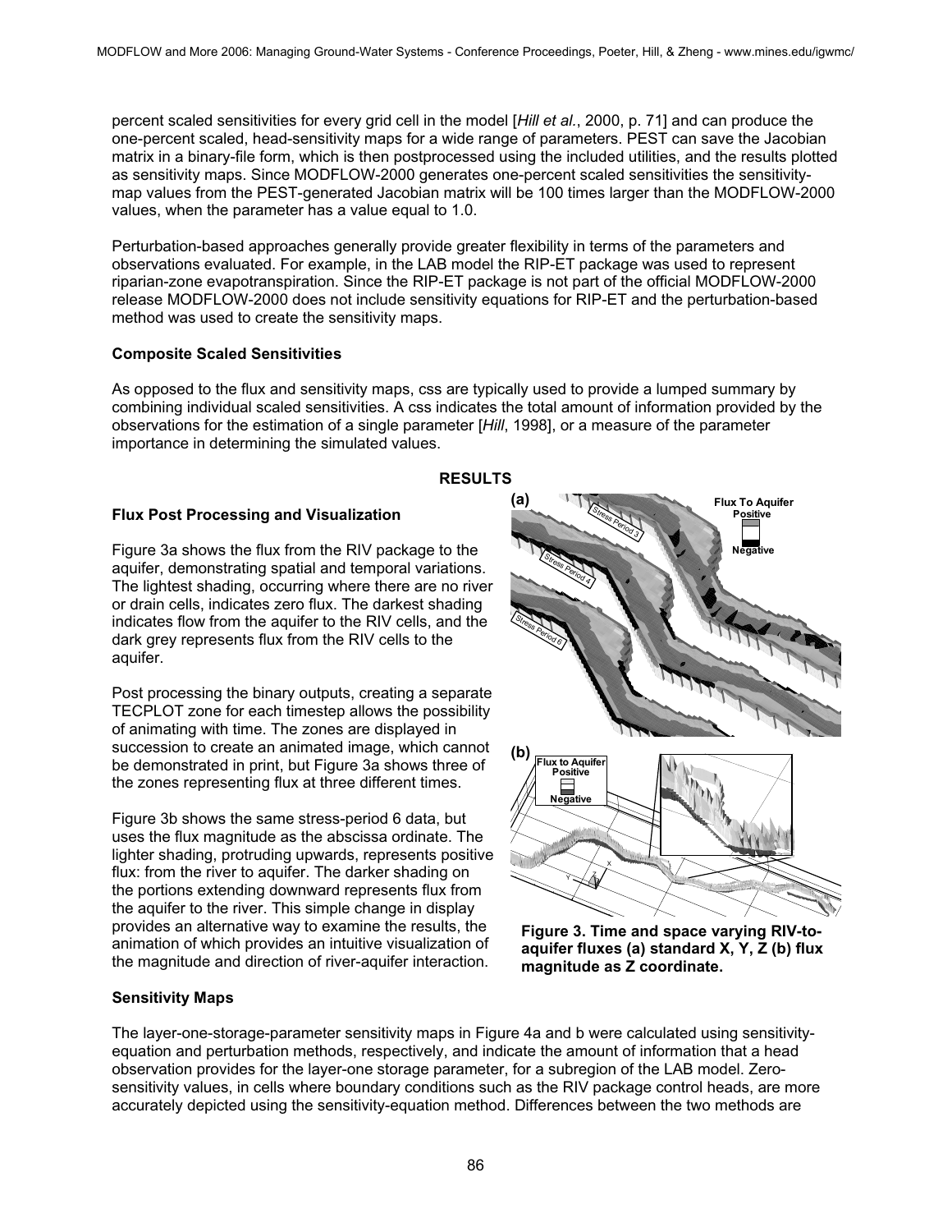percent scaled sensitivities for every grid cell in the model [*Hill et al*., 2000, p. 71] and can produce the one-percent scaled, head-sensitivity maps for a wide range of parameters. PEST can save the Jacobian matrix in a binary-file form, which is then postprocessed using the included utilities, and the results plotted as sensitivity maps. Since MODFLOW-2000 generates one-percent scaled sensitivities the sensitivity-map values from the PEST-generated Jacobian matrix will be 100 times larger than the MODFLOW-2000 values, when the parameter has a value equal to 1.0.

Perturbation-based approaches generally provide greater flexibility in terms of the parameters and observations evaluated. For example, in the LAB model the RIP-ET package was used to represent riparian-zone evapotranspiration. Since the RIP-ET package is not part of the official MODFLOW-2000 release MODFLOW-2000 does not include sensitivity equations for RIP-ET and the perturbation-based method was used to create the sensitivity maps.

### Composite Scaled Sensitivities

As opposed to the flux and sensitivity maps, css are typically used to provide a lumped summary by combining individual scaled sensitivities. A css indicates the total amount of information provided by the observations for the estimation of a single parameter [*Hill*, 1998], or a measure of the parameter importance in determining the simulated values.

## RESULTS

### Flux Post Processing and Visualization

Figure 3a shows the flux from the RIV package to the aquifer, demonstrating spatial and temporal variations. The lightest shading, occurring where there are no river or drain cells, indicates zero flux. The darkest shading indicates flow from the aquifer to the RIV cells, and the dark grey represents flux from the RIV cells to the aquifer.

Post processing the binary outputs, creating a separate TECPLOT zone for each timestep allows the possibility of animating with time. The zones are displayed in succession to create an animated image, which cannot be demonstrated in print, but Figure 3a shows three of the zones representing flux at three different times.

Figure 3b shows the same stress-period 6 data, but uses the flux magnitude as the abscissa ordinate. The lighter shading, protruding upwards, represents positive flux: from the river to aquifer. The darker shading on the portions extending downward represents flux from the aquifer to the river. This simple change in display provides an alternative way to examine the results, the animation of which provides an intuitive visualization of the magnitude and direction of river-aquifer interaction.

**Figure 3. Time and space varying RIV-to-aquifer fluxes (a) standard X, Y, Z (b) flux magnitude as Z coordinate.**

### Sensitivity Maps

The layer-one-storage-parameter sensitivity maps in Figure 4a and b were calculated using sensitivity-equation and perturbation methods, respectively, and indicate the amount of information that a head observation provides for the layer-one storage parameter, for a subregion of the LAB model. Zero-sensitivity values, in cells where boundary conditions such as the RIV package control heads, are more accurately depicted using the sensitivity-equation method. Differences between the two methods are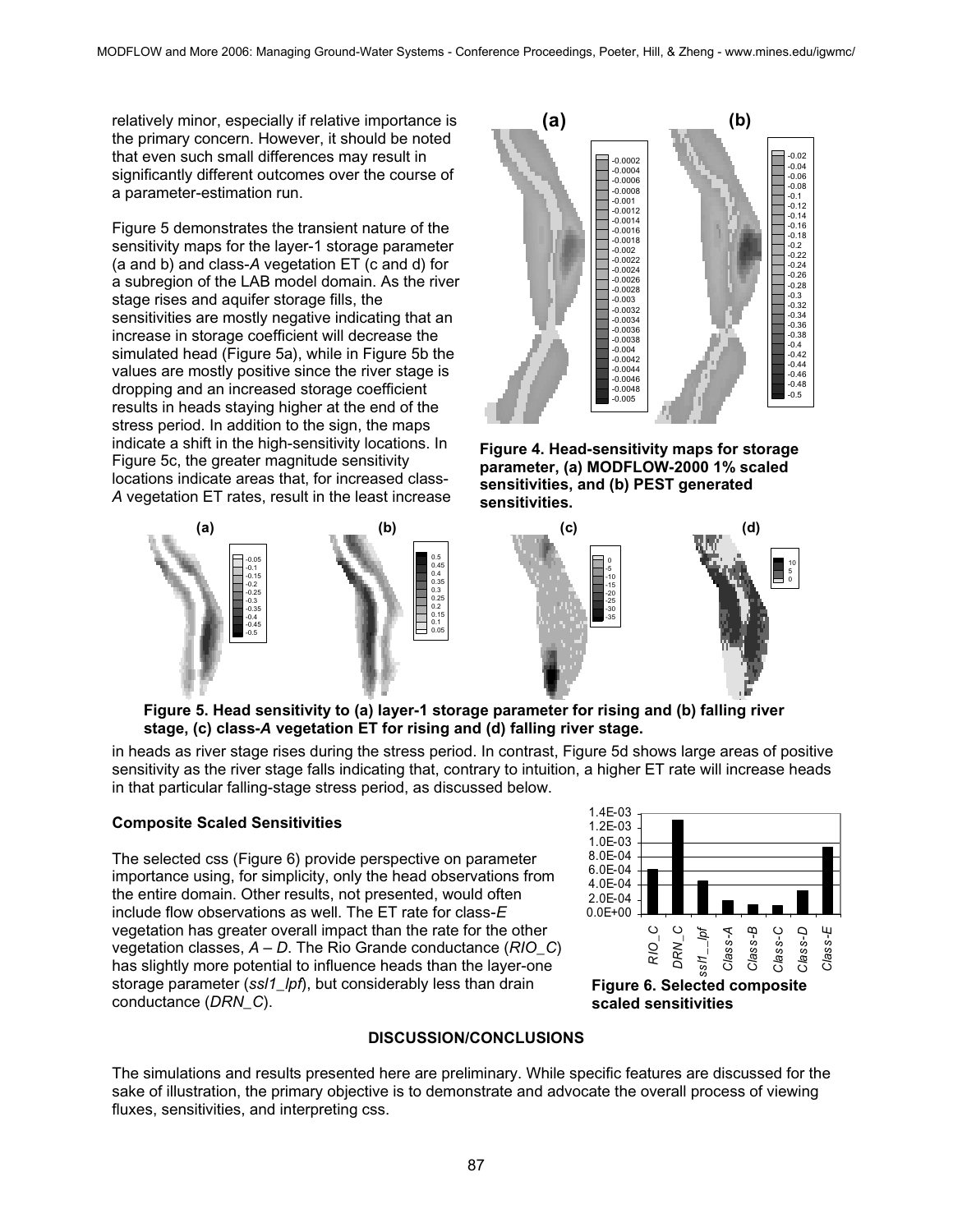relatively minor, especially if relative importance is the primary concern. However, it should be noted that even such small differences may result in significantly different outcomes over the course of a parameter-estimation run.

Figure 5 demonstrates the transient nature of the sensitivity maps for the layer-1 storage parameter (a and b) and class-*A* vegetation ET (c and d) for a subregion of the LAB model domain. As the river stage rises and aquifer storage fills, the sensitivities are mostly negative indicating that an increase in storage coefficient will decrease the simulated head (Figure 5a), while in Figure 5b the values are mostly positive since the river stage is dropping and an increased storage coefficient results in heads staying higher at the end of the stress period. In addition to the sign, the maps indicate a shift in the high-sensitivity locations. In Figure 5c, the greater magnitude sensitivity locations indicate areas that, for increased class-*A* vegetation ET rates, result in the least increase in heads as river stage rises during the stress period. In contrast, Figure 5d shows large areas of positive sensitivity as the river stage falls indicating that, contrary to intuition, a higher ET rate will increase heads in that particular falling-stage stress period, as discussed below.

**Figure 4. Head-sensitivity maps for storage parameter, (a) MODFLOW-2000 1% scaled sensitivities, and (b) PEST generated sensitivities.**

**Figure 5. Head sensitivity to (a) layer-1 storage parameter for rising and (b) falling river stage, (c) class-*A* vegetation ET for rising and (d) falling river stage.**

**Composite Scaled Sensitivities**

The selected css (Figure 6) provide perspective on parameter importance using, for simplicity, only the head observations from the entire domain. Other results, not presented, would often include flow observations as well. The ET rate for class-*E* vegetation has greater overall impact than the rate for the other vegetation classes, *A* – *D*. The Rio Grande conductance (*RIO_C*) has slightly more potential to influence heads than the layer-one storage parameter (*ssl1_lpf*), but considerably less than drain conductance (*DRN_C*).

**Figure 6. Selected composite scaled sensitivities**

## DISCUSSION/CONCLUSIONS

The simulations and results presented here are preliminary. While specific features are discussed for the sake of illustration, the primary objective is to demonstrate and advocate the overall process of viewing fluxes, sensitivities, and interpreting css.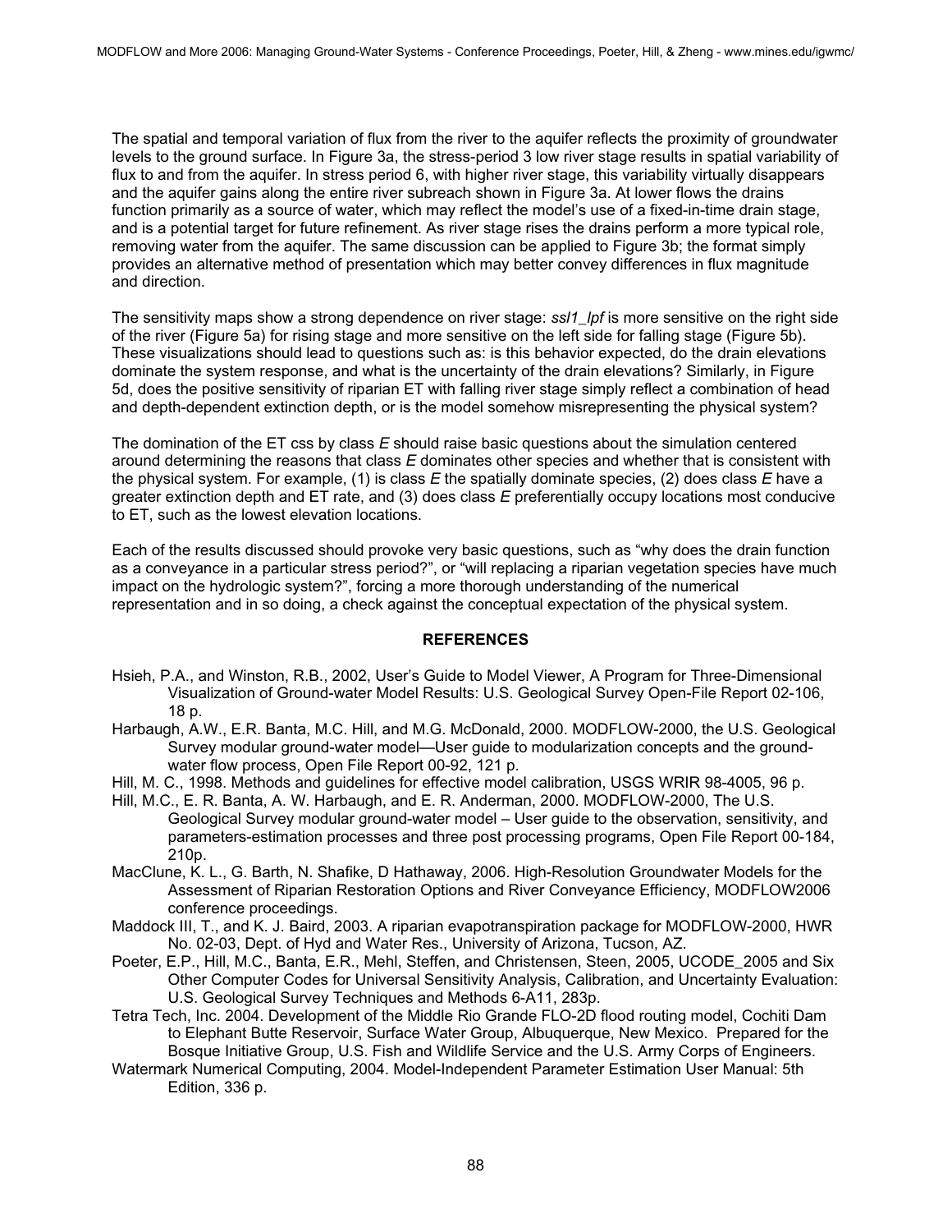The spatial and temporal variation of flux from the river to the aquifer reflects the proximity of groundwater levels to the ground surface. In Figure 3a, the stress-period 3 low river stage results in spatial variability of flux to and from the aquifer. In stress period 6, with higher river stage, this variability virtually disappears and the aquifer gains along the entire river subreach shown in Figure 3a. At lower flows the drains function primarily as a source of water, which may reflect the model's use of a fixed-in-time drain stage, and is a potential target for future refinement. As river stage rises the drains perform a more typical role, removing water from the aquifer. The same discussion can be applied to Figure 3b; the format simply provides an alternative method of presentation which may better convey differences in flux magnitude and direction.

The sensitivity maps show a strong dependence on river stage: *ssl1_lpf* is more sensitive on the right side of the river (Figure 5a) for rising stage and more sensitive on the left side for falling stage (Figure 5b). These visualizations should lead to questions such as: is this behavior expected, do the drain elevations dominate the system response, and what is the uncertainty of the drain elevations? Similarly, in Figure 5d, does the positive sensitivity of riparian ET with falling river stage simply reflect a combination of head and depth-dependent extinction depth, or is the model somehow misrepresenting the physical system?

The domination of the ET css by class *E* should raise basic questions about the simulation centered around determining the reasons that class *E* dominates other species and whether that is consistent with the physical system. For example, (1) is class *E* the spatially dominate species, (2) does class *E* have a greater extinction depth and ET rate, and (3) does class *E* preferentially occupy locations most conducive to ET, such as the lowest elevation locations.

Each of the results discussed should provoke very basic questions, such as "why does the drain function as a conveyance in a particular stress period?", or "will replacing a riparian vegetation species have much impact on the hydrologic system?", forcing a more thorough understanding of the numerical representation and in so doing, a check against the conceptual expectation of the physical system.

## REFERENCES

Hsieh, P.A., and Winston, R.B., 2002, User's Guide to Model Viewer, A Program for Three-Dimensional Visualization of Ground-water Model Results: U.S. Geological Survey Open-File Report 02-106, 18 p.

Harbaugh, A.W., E.R. Banta, M.C. Hill, and M.G. McDonald, 2000. MODFLOW-2000, the U.S. Geological Survey modular ground-water model—User guide to modularization concepts and the ground-water flow process, Open File Report 00-92, 121 p.

Hill, M. C., 1998. Methods and guidelines for effective model calibration, USGS WRIR 98-4005, 96 p.

Hill, M.C., E. R. Banta, A. W. Harbaugh, and E. R. Anderman, 2000. MODFLOW-2000, The U.S. Geological Survey modular ground-water model – User guide to the observation, sensitivity, and parameters-estimation processes and three post processing programs, Open File Report 00-184, 210p.

MacClune, K. L., G. Barth, N. Shafike, D Hathaway, 2006. High-Resolution Groundwater Models for the Assessment of Riparian Restoration Options and River Conveyance Efficiency, MODFLOW2006 conference proceedings.

Maddock III, T., and K. J. Baird, 2003. A riparian evapotranspiration package for MODFLOW-2000, HWR No. 02-03, Dept. of Hyd and Water Res., University of Arizona, Tucson, AZ.

Poeter, E.P., Hill, M.C., Banta, E.R., Mehl, Steffen, and Christensen, Steen, 2005, UCODE_2005 and Six Other Computer Codes for Universal Sensitivity Analysis, Calibration, and Uncertainty Evaluation: U.S. Geological Survey Techniques and Methods 6-A11, 283p.

Tetra Tech, Inc. 2004. Development of the Middle Rio Grande FLO-2D flood routing model, Cochiti Dam to Elephant Butte Reservoir, Surface Water Group, Albuquerque, New Mexico. Prepared for the Bosque Initiative Group, U.S. Fish and Wildlife Service and the U.S. Army Corps of Engineers.

Watermark Numerical Computing, 2004. Model-Independent Parameter Estimation User Manual: 5th Edition, 336 p.